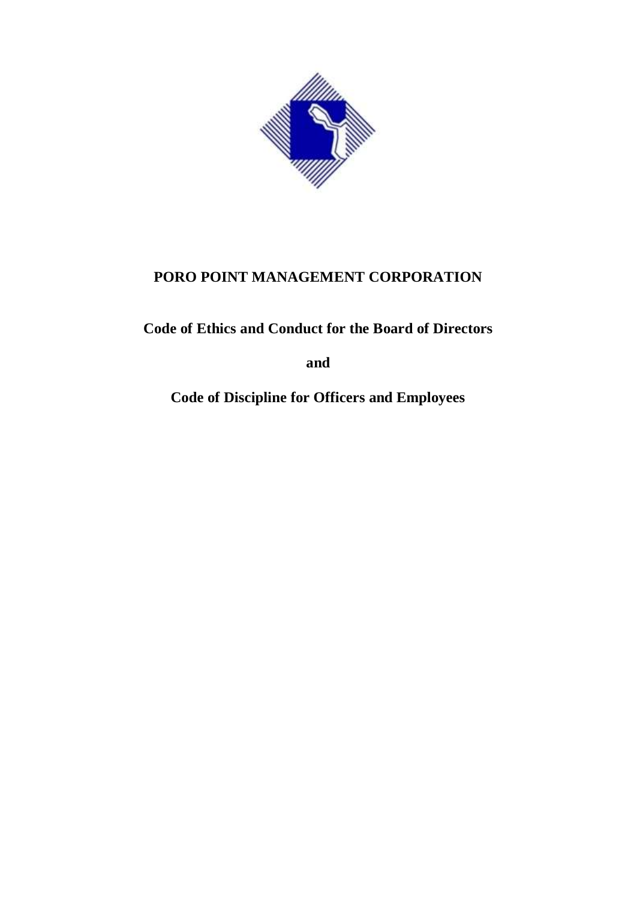# PORO POINT MANAGEMENT CORPORATION

## Code of Ethics and Conduct for the Board of Directors

## and

## Code of Discipline for Officers and Employees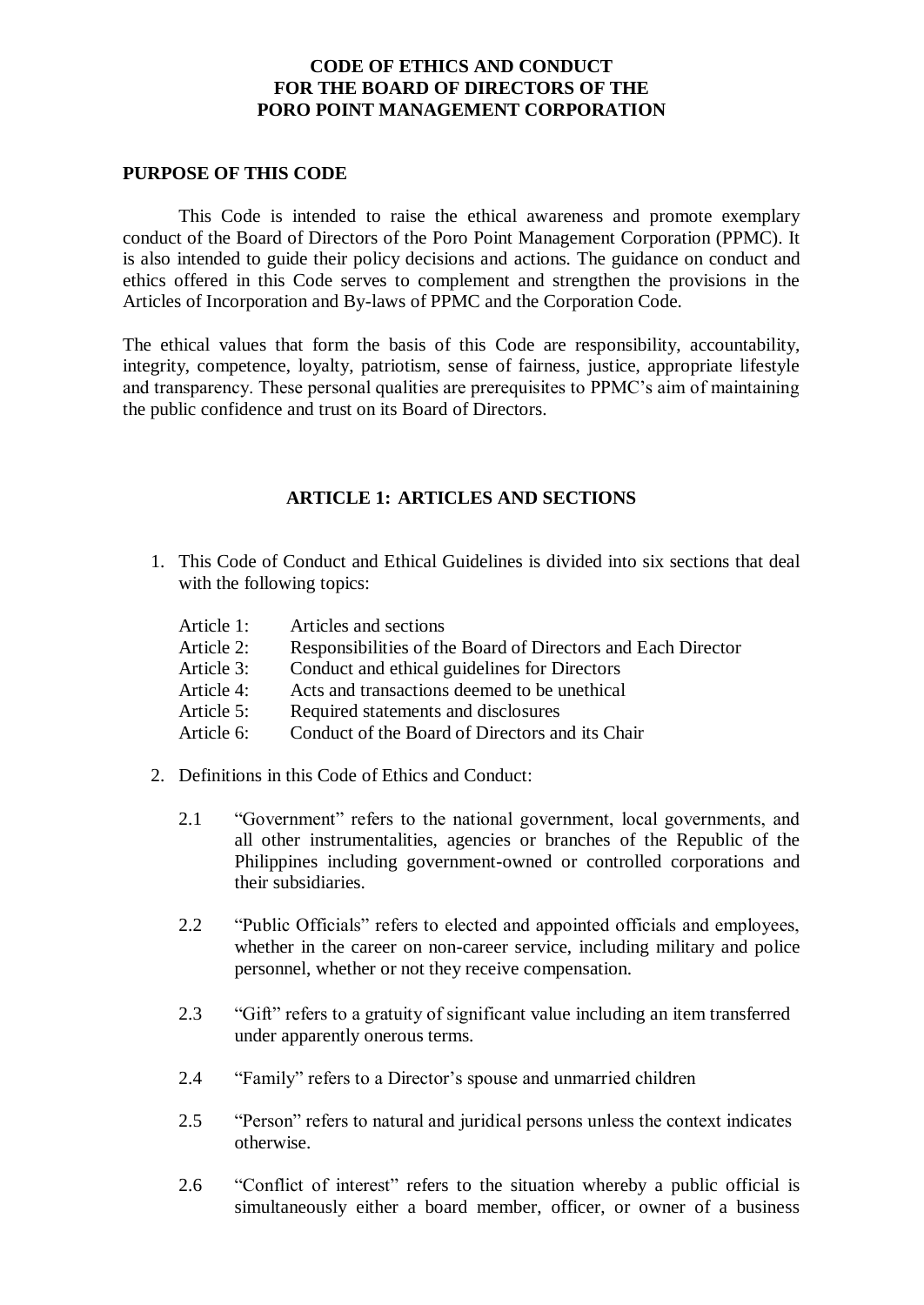**CODE OF ETHICS AND CONDUCT**
**FOR THE BOARD OF DIRECTORS OF THE**
**PORO POINT MANAGEMENT CORPORATION**

## PURPOSE OF THIS CODE

This Code is intended to raise the ethical awareness and promote exemplary conduct of the Board of Directors of the Poro Point Management Corporation (PPMC). It is also intended to guide their policy decisions and actions. The guidance on conduct and ethics offered in this Code serves to complement and strengthen the provisions in the Articles of Incorporation and By-laws of PPMC and the Corporation Code.

The ethical values that form the basis of this Code are responsibility, accountability, integrity, competence, loyalty, patriotism, sense of fairness, justice, appropriate lifestyle and transparency. These personal qualities are prerequisites to PPMC's aim of maintaining the public confidence and trust on its Board of Directors.

## ARTICLE 1: ARTICLES AND SECTIONS

1. This Code of Conduct and Ethical Guidelines is divided into six sections that deal with the following topics:

   Article 1: Articles and sections
   Article 2: Responsibilities of the Board of Directors and Each Director
   Article 3: Conduct and ethical guidelines for Directors
   Article 4: Acts and transactions deemed to be unethical
   Article 5: Required statements and disclosures
   Article 6: Conduct of the Board of Directors and its Chair

2. Definitions in this Code of Ethics and Conduct:

   2.1 "Government" refers to the national government, local governments, and all other instrumentalities, agencies or branches of the Republic of the Philippines including government-owned or controlled corporations and their subsidiaries.

   2.2 "Public Officials" refers to elected and appointed officials and employees, whether in the career on non-career service, including military and police personnel, whether or not they receive compensation.

   2.3 "Gift" refers to a gratuity of significant value including an item transferred under apparently onerous terms.

   2.4 "Family" refers to a Director's spouse and unmarried children

   2.5 "Person" refers to natural and juridical persons unless the context indicates otherwise.

   2.6 "Conflict of interest" refers to the situation whereby a public official is simultaneously either a board member, officer, or owner of a business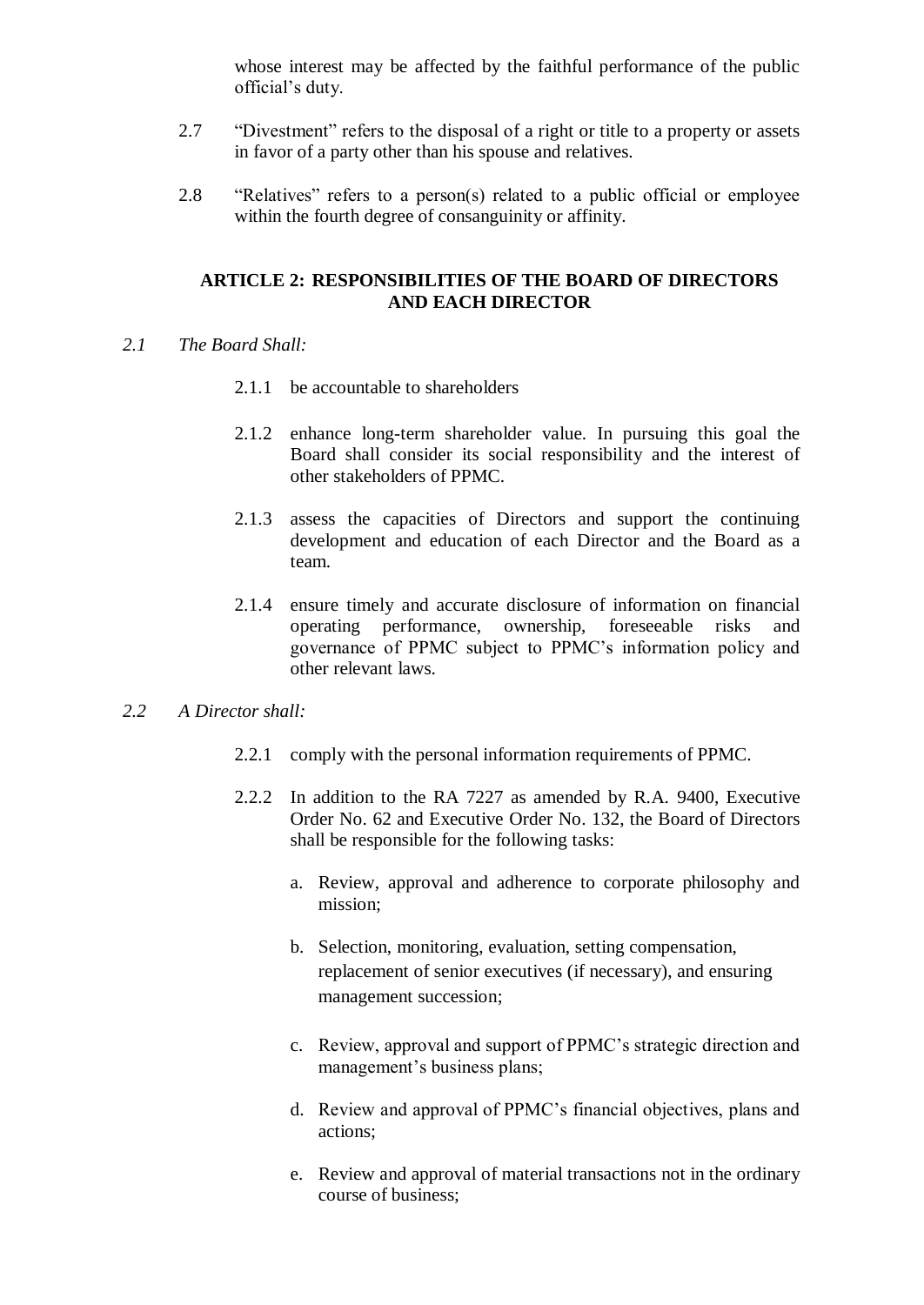whose interest may be affected by the faithful performance of the public official's duty.

2.7 "Divestment" refers to the disposal of a right or title to a property or assets in favor of a party other than his spouse and relatives.

2.8 "Relatives" refers to a person(s) related to a public official or employee within the fourth degree of consanguinity or affinity.

## ARTICLE 2: RESPONSIBILITIES OF THE BOARD OF DIRECTORS AND EACH DIRECTOR

*2.1 The Board Shall:*

2.1.1 be accountable to shareholders

2.1.2 enhance long-term shareholder value. In pursuing this goal the Board shall consider its social responsibility and the interest of other stakeholders of PPMC.

2.1.3 assess the capacities of Directors and support the continuing development and education of each Director and the Board as a team.

2.1.4 ensure timely and accurate disclosure of information on financial operating performance, ownership, foreseeable risks and governance of PPMC subject to PPMC's information policy and other relevant laws.

*2.2 A Director shall:*

2.2.1 comply with the personal information requirements of PPMC.

2.2.2 In addition to the RA 7227 as amended by R.A. 9400, Executive Order No. 62 and Executive Order No. 132, the Board of Directors shall be responsible for the following tasks:

a. Review, approval and adherence to corporate philosophy and mission;

b. Selection, monitoring, evaluation, setting compensation, replacement of senior executives (if necessary), and ensuring management succession;

c. Review, approval and support of PPMC's strategic direction and management's business plans;

d. Review and approval of PPMC's financial objectives, plans and actions;

e. Review and approval of material transactions not in the ordinary course of business;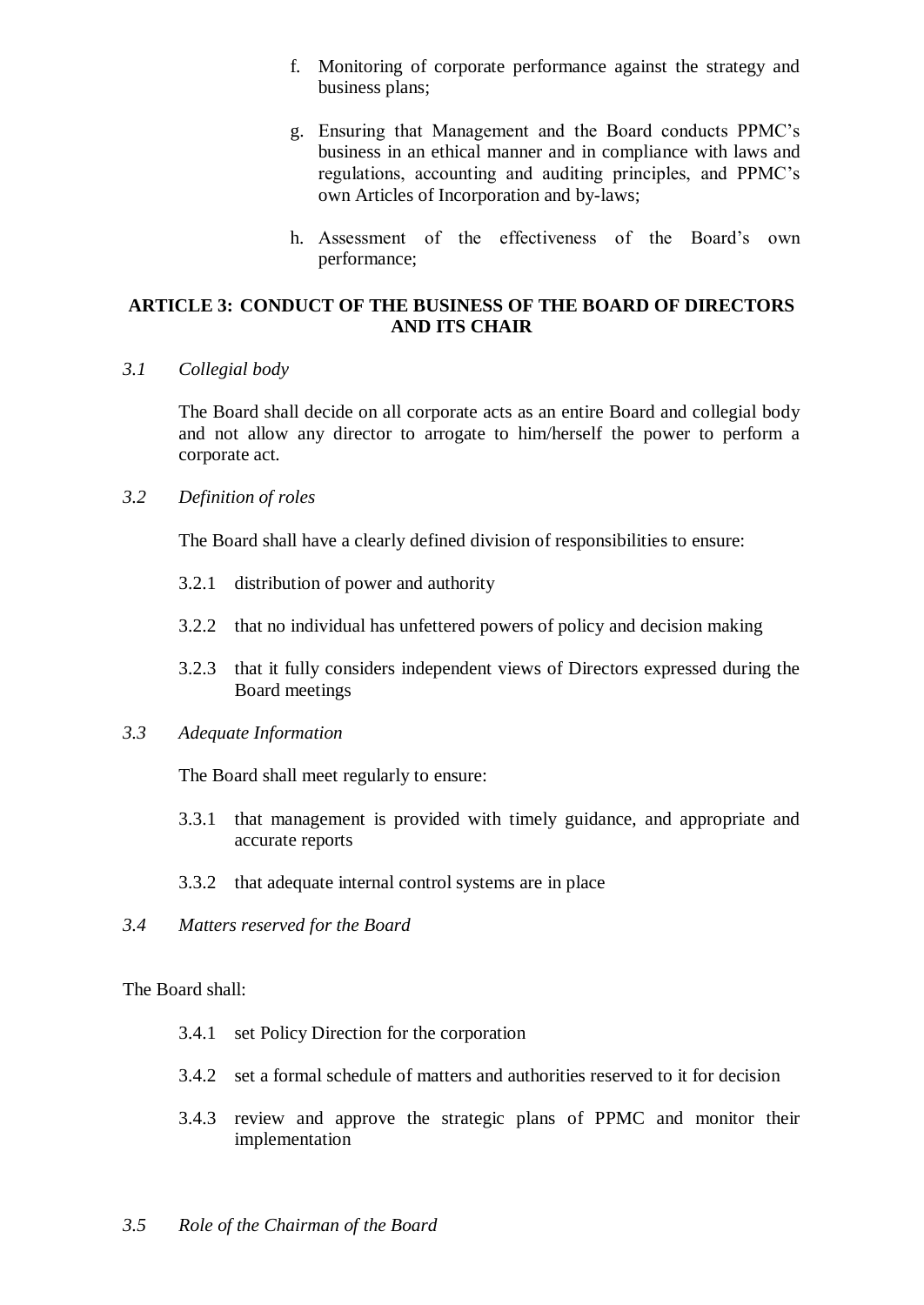f. Monitoring of corporate performance against the strategy and business plans;

g. Ensuring that Management and the Board conducts PPMC's business in an ethical manner and in compliance with laws and regulations, accounting and auditing principles, and PPMC's own Articles of Incorporation and by-laws;

h. Assessment of the effectiveness of the Board's own performance;

## ARTICLE 3: CONDUCT OF THE BUSINESS OF THE BOARD OF DIRECTORS AND ITS CHAIR

*3.1 Collegial body*

The Board shall decide on all corporate acts as an entire Board and collegial body and not allow any director to arrogate to him/herself the power to perform a corporate act.

*3.2 Definition of roles*

The Board shall have a clearly defined division of responsibilities to ensure:

3.2.1 distribution of power and authority

3.2.2 that no individual has unfettered powers of policy and decision making

3.2.3 that it fully considers independent views of Directors expressed during the Board meetings

*3.3 Adequate Information*

The Board shall meet regularly to ensure:

3.3.1 that management is provided with timely guidance, and appropriate and accurate reports

3.3.2 that adequate internal control systems are in place

*3.4 Matters reserved for the Board*

The Board shall:

3.4.1 set Policy Direction for the corporation

3.4.2 set a formal schedule of matters and authorities reserved to it for decision

3.4.3 review and approve the strategic plans of PPMC and monitor their implementation

*3.5 Role of the Chairman of the Board*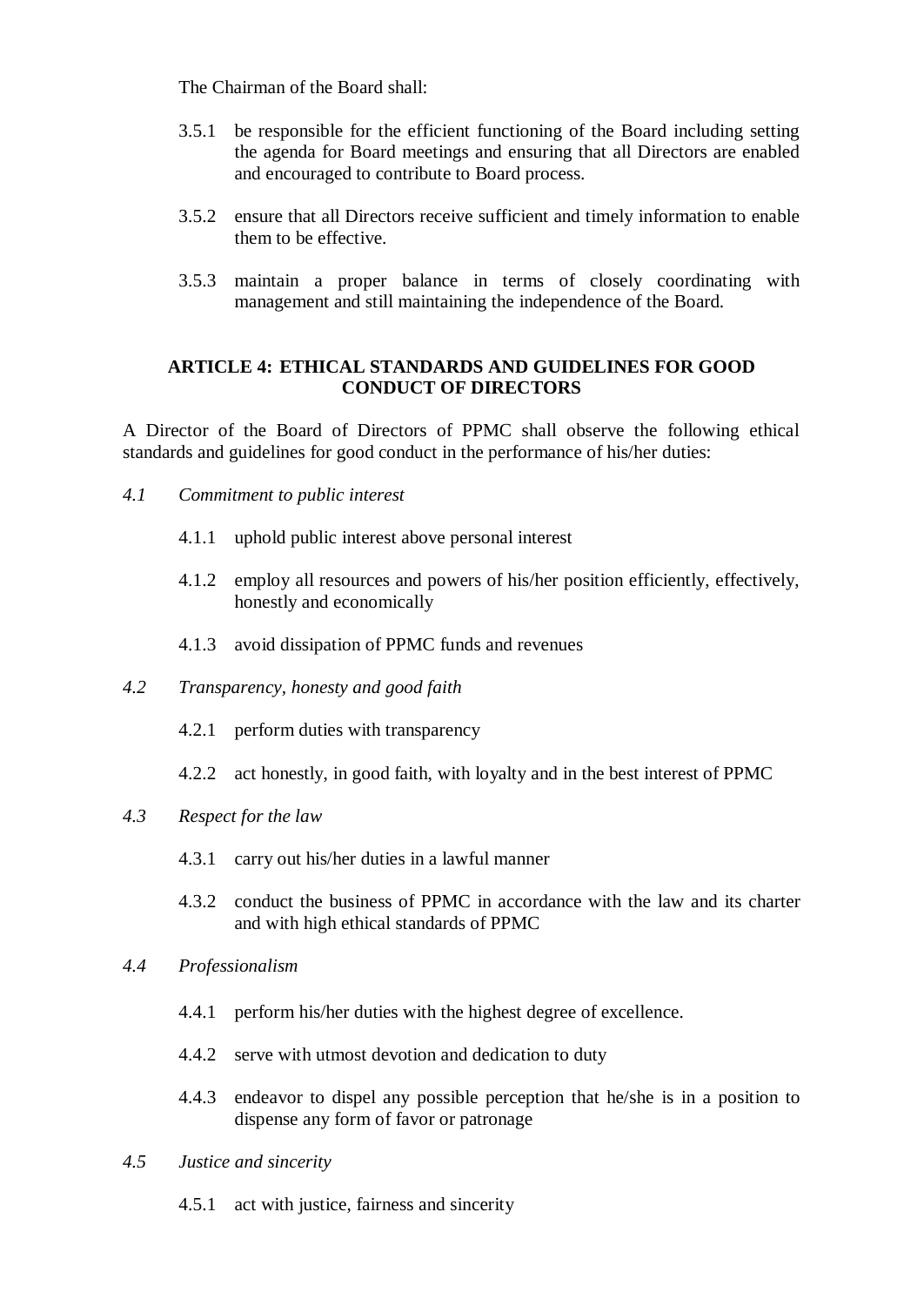The Chairman of the Board shall:

3.5.1 be responsible for the efficient functioning of the Board including setting the agenda for Board meetings and ensuring that all Directors are enabled and encouraged to contribute to Board process.

3.5.2 ensure that all Directors receive sufficient and timely information to enable them to be effective.

3.5.3 maintain a proper balance in terms of closely coordinating with management and still maintaining the independence of the Board.

## ARTICLE 4: ETHICAL STANDARDS AND GUIDELINES FOR GOOD CONDUCT OF DIRECTORS

A Director of the Board of Directors of PPMC shall observe the following ethical standards and guidelines for good conduct in the performance of his/her duties:

*4.1 Commitment to public interest*

4.1.1 uphold public interest above personal interest

4.1.2 employ all resources and powers of his/her position efficiently, effectively, honestly and economically

4.1.3 avoid dissipation of PPMC funds and revenues

*4.2 Transparency, honesty and good faith*

4.2.1 perform duties with transparency

4.2.2 act honestly, in good faith, with loyalty and in the best interest of PPMC

*4.3 Respect for the law*

4.3.1 carry out his/her duties in a lawful manner

4.3.2 conduct the business of PPMC in accordance with the law and its charter and with high ethical standards of PPMC

*4.4 Professionalism*

4.4.1 perform his/her duties with the highest degree of excellence.

4.4.2 serve with utmost devotion and dedication to duty

4.4.3 endeavor to dispel any possible perception that he/she is in a position to dispense any form of favor or patronage

*4.5 Justice and sincerity*

4.5.1 act with justice, fairness and sincerity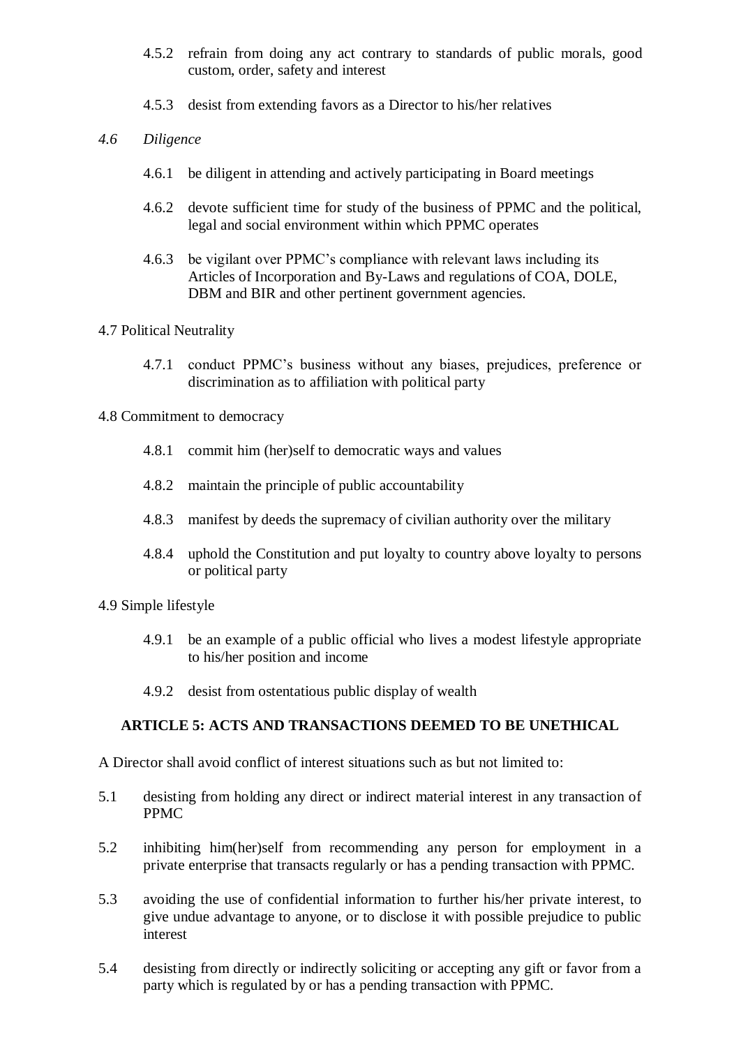4.5.2 refrain from doing any act contrary to standards of public morals, good custom, order, safety and interest

4.5.3 desist from extending favors as a Director to his/her relatives

*4.6 Diligence*

4.6.1 be diligent in attending and actively participating in Board meetings

4.6.2 devote sufficient time for study of the business of PPMC and the political, legal and social environment within which PPMC operates

4.6.3 be vigilant over PPMC's compliance with relevant laws including its Articles of Incorporation and By-Laws and regulations of COA, DOLE, DBM and BIR and other pertinent government agencies.

4.7 Political Neutrality

4.7.1 conduct PPMC's business without any biases, prejudices, preference or discrimination as to affiliation with political party

4.8 Commitment to democracy

4.8.1 commit him (her)self to democratic ways and values

4.8.2 maintain the principle of public accountability

4.8.3 manifest by deeds the supremacy of civilian authority over the military

4.8.4 uphold the Constitution and put loyalty to country above loyalty to persons or political party

4.9 Simple lifestyle

4.9.1 be an example of a public official who lives a modest lifestyle appropriate to his/her position and income

4.9.2 desist from ostentatious public display of wealth

## ARTICLE 5: ACTS AND TRANSACTIONS DEEMED TO BE UNETHICAL

A Director shall avoid conflict of interest situations such as but not limited to:

5.1 desisting from holding any direct or indirect material interest in any transaction of PPMC

5.2 inhibiting him(her)self from recommending any person for employment in a private enterprise that transacts regularly or has a pending transaction with PPMC.

5.3 avoiding the use of confidential information to further his/her private interest, to give undue advantage to anyone, or to disclose it with possible prejudice to public interest

5.4 desisting from directly or indirectly soliciting or accepting any gift or favor from a party which is regulated by or has a pending transaction with PPMC.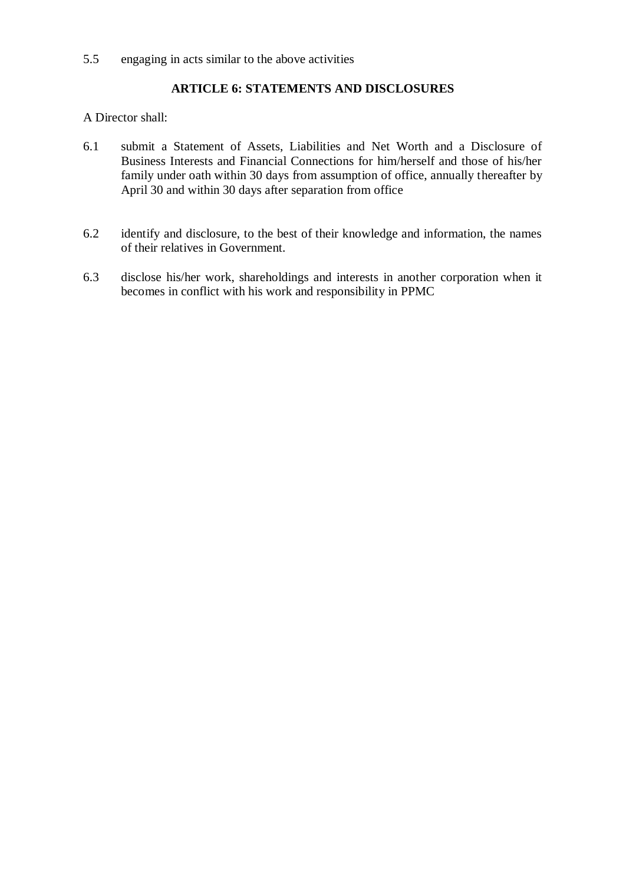5.5 engaging in acts similar to the above activities

## ARTICLE 6: STATEMENTS AND DISCLOSURES

A Director shall:

6.1 submit a Statement of Assets, Liabilities and Net Worth and a Disclosure of Business Interests and Financial Connections for him/herself and those of his/her family under oath within 30 days from assumption of office, annually thereafter by April 30 and within 30 days after separation from office

6.2 identify and disclosure, to the best of their knowledge and information, the names of their relatives in Government.

6.3 disclose his/her work, shareholdings and interests in another corporation when it becomes in conflict with his work and responsibility in PPMC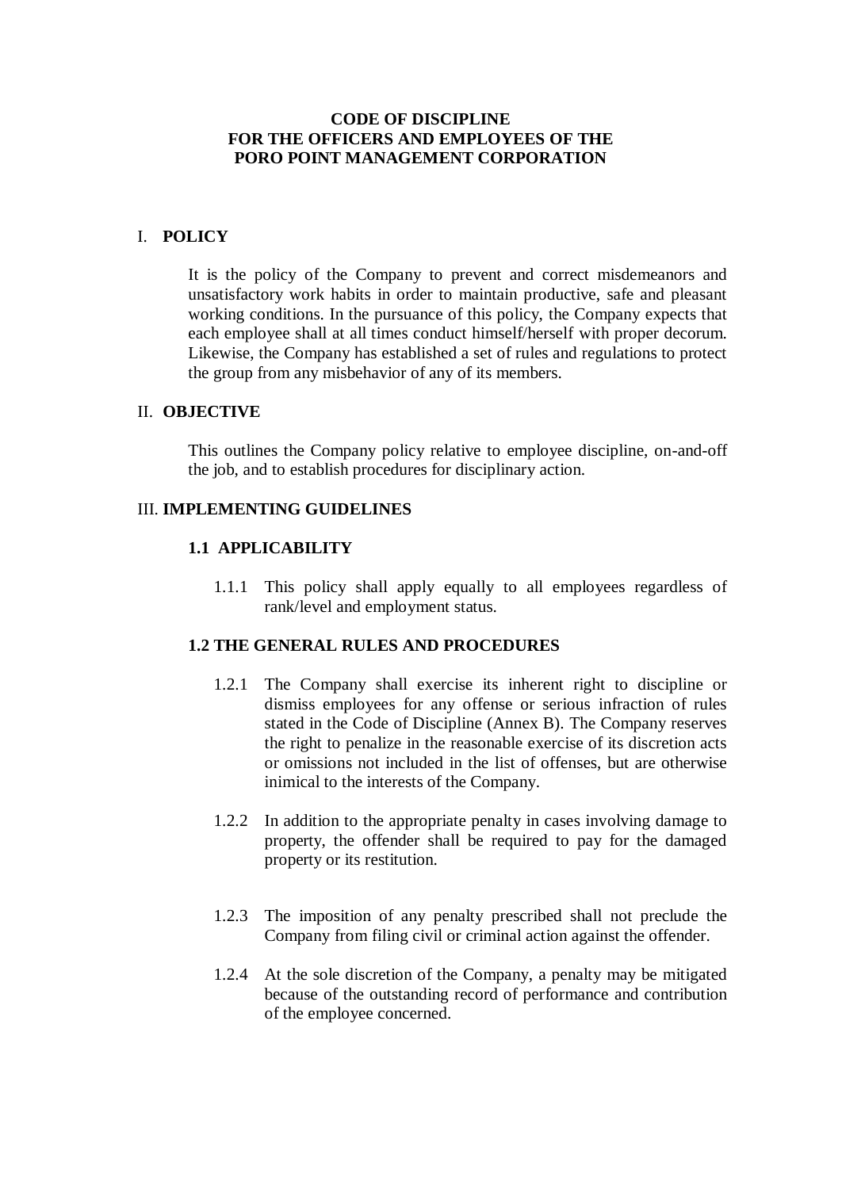**CODE OF DISCIPLINE**
**FOR THE OFFICERS AND EMPLOYEES OF THE**
**PORO POINT MANAGEMENT CORPORATION**

## I. POLICY

It is the policy of the Company to prevent and correct misdemeanors and unsatisfactory work habits in order to maintain productive, safe and pleasant working conditions. In the pursuance of this policy, the Company expects that each employee shall at all times conduct himself/herself with proper decorum. Likewise, the Company has established a set of rules and regulations to protect the group from any misbehavior of any of its members.

## II. OBJECTIVE

This outlines the Company policy relative to employee discipline, on-and-off the job, and to establish procedures for disciplinary action.

## III. IMPLEMENTING GUIDELINES

### 1.1 APPLICABILITY

1.1.1 This policy shall apply equally to all employees regardless of rank/level and employment status.

### 1.2 THE GENERAL RULES AND PROCEDURES

1.2.1 The Company shall exercise its inherent right to discipline or dismiss employees for any offense or serious infraction of rules stated in the Code of Discipline (Annex B). The Company reserves the right to penalize in the reasonable exercise of its discretion acts or omissions not included in the list of offenses, but are otherwise inimical to the interests of the Company.

1.2.2 In addition to the appropriate penalty in cases involving damage to property, the offender shall be required to pay for the damaged property or its restitution.

1.2.3 The imposition of any penalty prescribed shall not preclude the Company from filing civil or criminal action against the offender.

1.2.4 At the sole discretion of the Company, a penalty may be mitigated because of the outstanding record of performance and contribution of the employee concerned.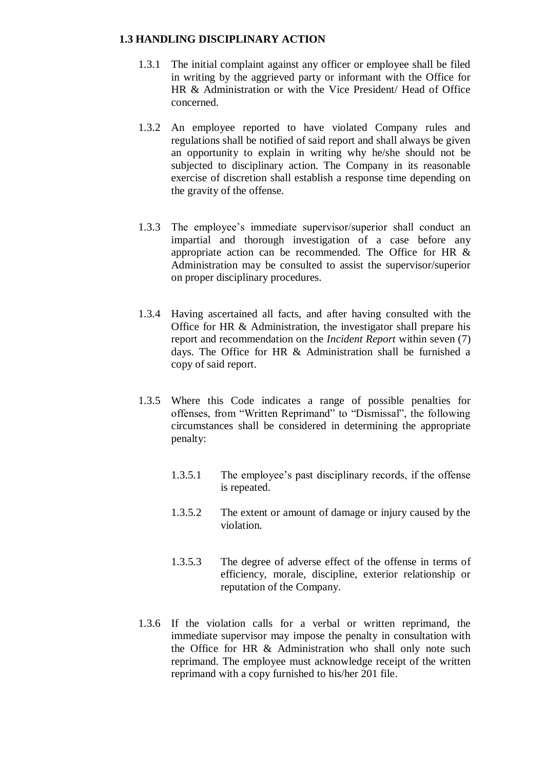### 1.3 HANDLING DISCIPLINARY ACTION

1.3.1 The initial complaint against any officer or employee shall be filed in writing by the aggrieved party or informant with the Office for HR & Administration or with the Vice President/ Head of Office concerned.

1.3.2 An employee reported to have violated Company rules and regulations shall be notified of said report and shall always be given an opportunity to explain in writing why he/she should not be subjected to disciplinary action. The Company in its reasonable exercise of discretion shall establish a response time depending on the gravity of the offense.

1.3.3 The employee's immediate supervisor/superior shall conduct an impartial and thorough investigation of a case before any appropriate action can be recommended. The Office for HR & Administration may be consulted to assist the supervisor/superior on proper disciplinary procedures.

1.3.4 Having ascertained all facts, and after having consulted with the Office for HR & Administration, the investigator shall prepare his report and recommendation on the *Incident Report* within seven (7) days. The Office for HR & Administration shall be furnished a copy of said report.

1.3.5 Where this Code indicates a range of possible penalties for offenses, from "Written Reprimand" to "Dismissal", the following circumstances shall be considered in determining the appropriate penalty:

1.3.5.1 The employee's past disciplinary records, if the offense is repeated.

1.3.5.2 The extent or amount of damage or injury caused by the violation.

1.3.5.3 The degree of adverse effect of the offense in terms of efficiency, morale, discipline, exterior relationship or reputation of the Company.

1.3.6 If the violation calls for a verbal or written reprimand, the immediate supervisor may impose the penalty in consultation with the Office for HR & Administration who shall only note such reprimand. The employee must acknowledge receipt of the written reprimand with a copy furnished to his/her 201 file.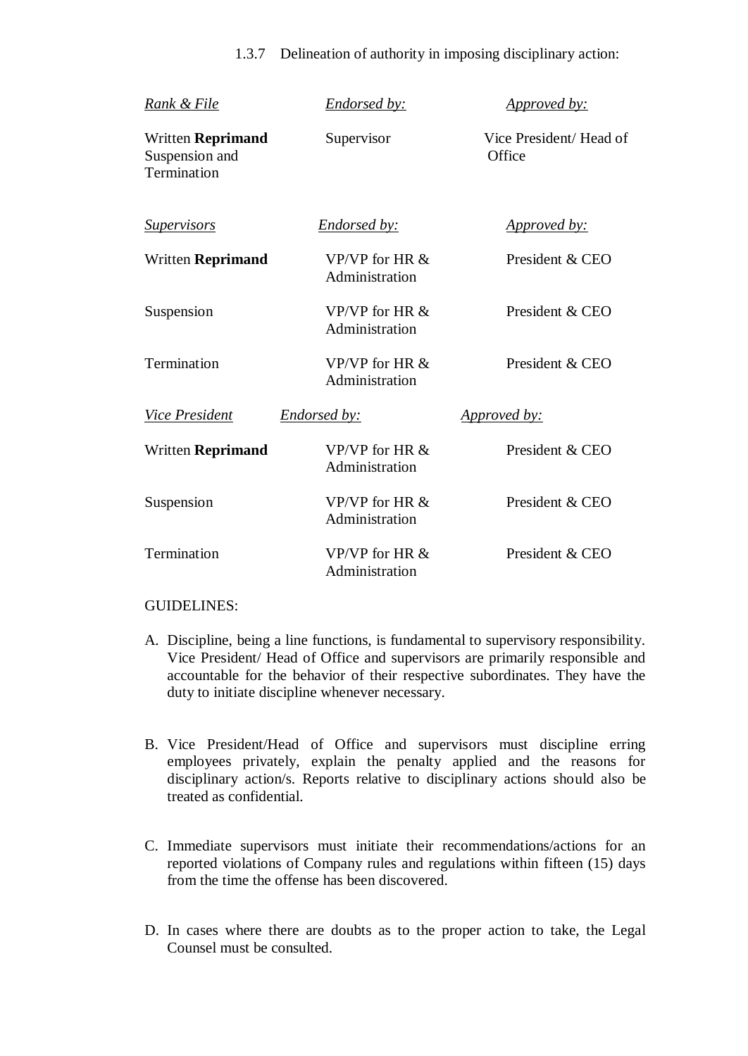1.3.7 Delineation of authority in imposing disciplinary action:

| *Rank & File* | *Endorsed by:* | *Approved by:* |
|---|---|---|
| Written **Reprimand** Suspension and Termination | Supervisor | Vice President/ Head of Office |
| *Supervisors* | *Endorsed by:* | *Approved by:* |
| Written **Reprimand** | VP/VP for HR & Administration | President & CEO |
| Suspension | VP/VP for HR & Administration | President & CEO |
| Termination | VP/VP for HR & Administration | President & CEO |
| *Vice President* | *Endorsed by:* | *Approved by:* |
| Written **Reprimand** | VP/VP for HR & Administration | President & CEO |
| Suspension | VP/VP for HR & Administration | President & CEO |
| Termination | VP/VP for HR & Administration | President & CEO |

GUIDELINES:

A. Discipline, being a line functions, is fundamental to supervisory responsibility. Vice President/ Head of Office and supervisors are primarily responsible and accountable for the behavior of their respective subordinates. They have the duty to initiate discipline whenever necessary.

B. Vice President/Head of Office and supervisors must discipline erring employees privately, explain the penalty applied and the reasons for disciplinary action/s. Reports relative to disciplinary actions should also be treated as confidential.

C. Immediate supervisors must initiate their recommendations/actions for an reported violations of Company rules and regulations within fifteen (15) days from the time the offense has been discovered.

D. In cases where there are doubts as to the proper action to take, the Legal Counsel must be consulted.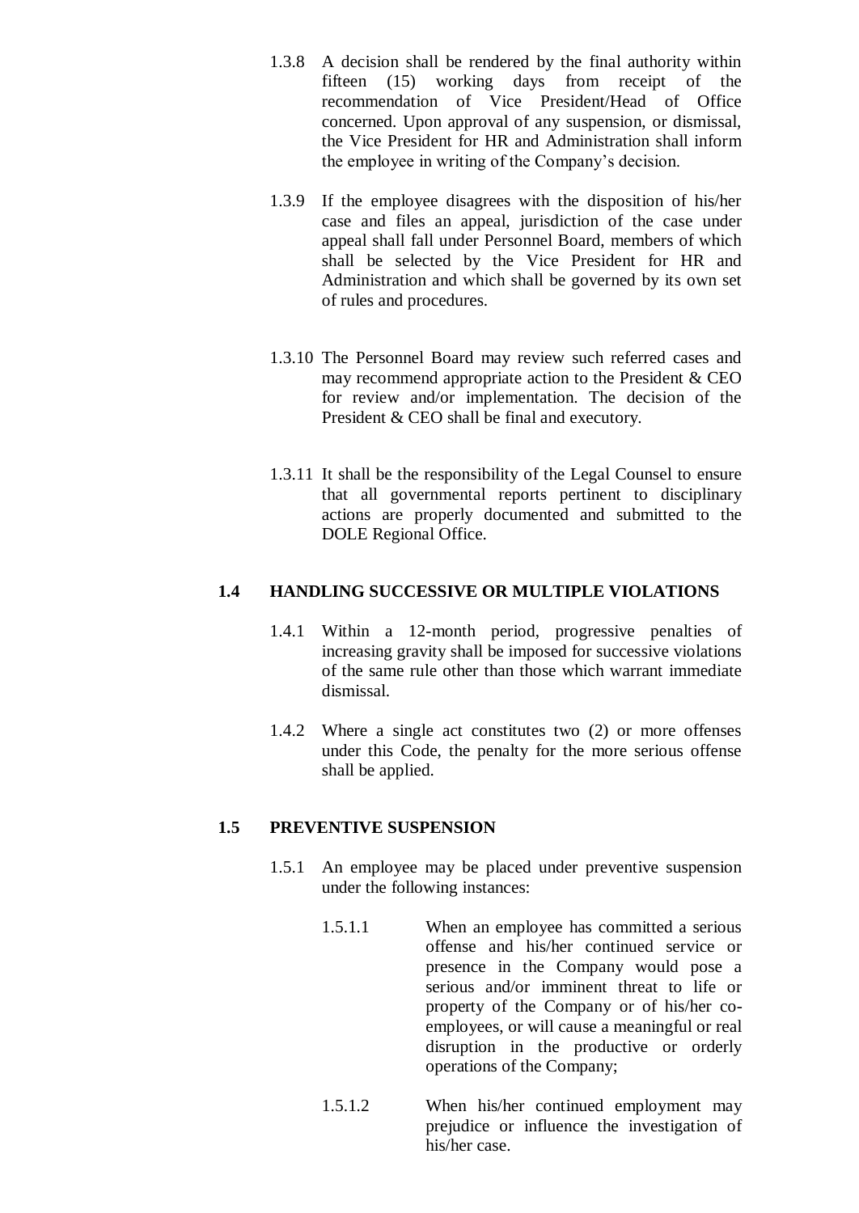1.3.8 A decision shall be rendered by the final authority within fifteen (15) working days from receipt of the recommendation of Vice President/Head of Office concerned. Upon approval of any suspension, or dismissal, the Vice President for HR and Administration shall inform the employee in writing of the Company's decision.

1.3.9 If the employee disagrees with the disposition of his/her case and files an appeal, jurisdiction of the case under appeal shall fall under Personnel Board, members of which shall be selected by the Vice President for HR and Administration and which shall be governed by its own set of rules and procedures.

1.3.10 The Personnel Board may review such referred cases and may recommend appropriate action to the President & CEO for review and/or implementation. The decision of the President & CEO shall be final and executory.

1.3.11 It shall be the responsibility of the Legal Counsel to ensure that all governmental reports pertinent to disciplinary actions are properly documented and submitted to the DOLE Regional Office.

## 1.4 HANDLING SUCCESSIVE OR MULTIPLE VIOLATIONS

1.4.1 Within a 12-month period, progressive penalties of increasing gravity shall be imposed for successive violations of the same rule other than those which warrant immediate dismissal.

1.4.2 Where a single act constitutes two (2) or more offenses under this Code, the penalty for the more serious offense shall be applied.

## 1.5 PREVENTIVE SUSPENSION

1.5.1 An employee may be placed under preventive suspension under the following instances:

1.5.1.1 When an employee has committed a serious offense and his/her continued service or presence in the Company would pose a serious and/or imminent threat to life or property of the Company or of his/her co-employees, or will cause a meaningful or real disruption in the productive or orderly operations of the Company;

1.5.1.2 When his/her continued employment may prejudice or influence the investigation of his/her case.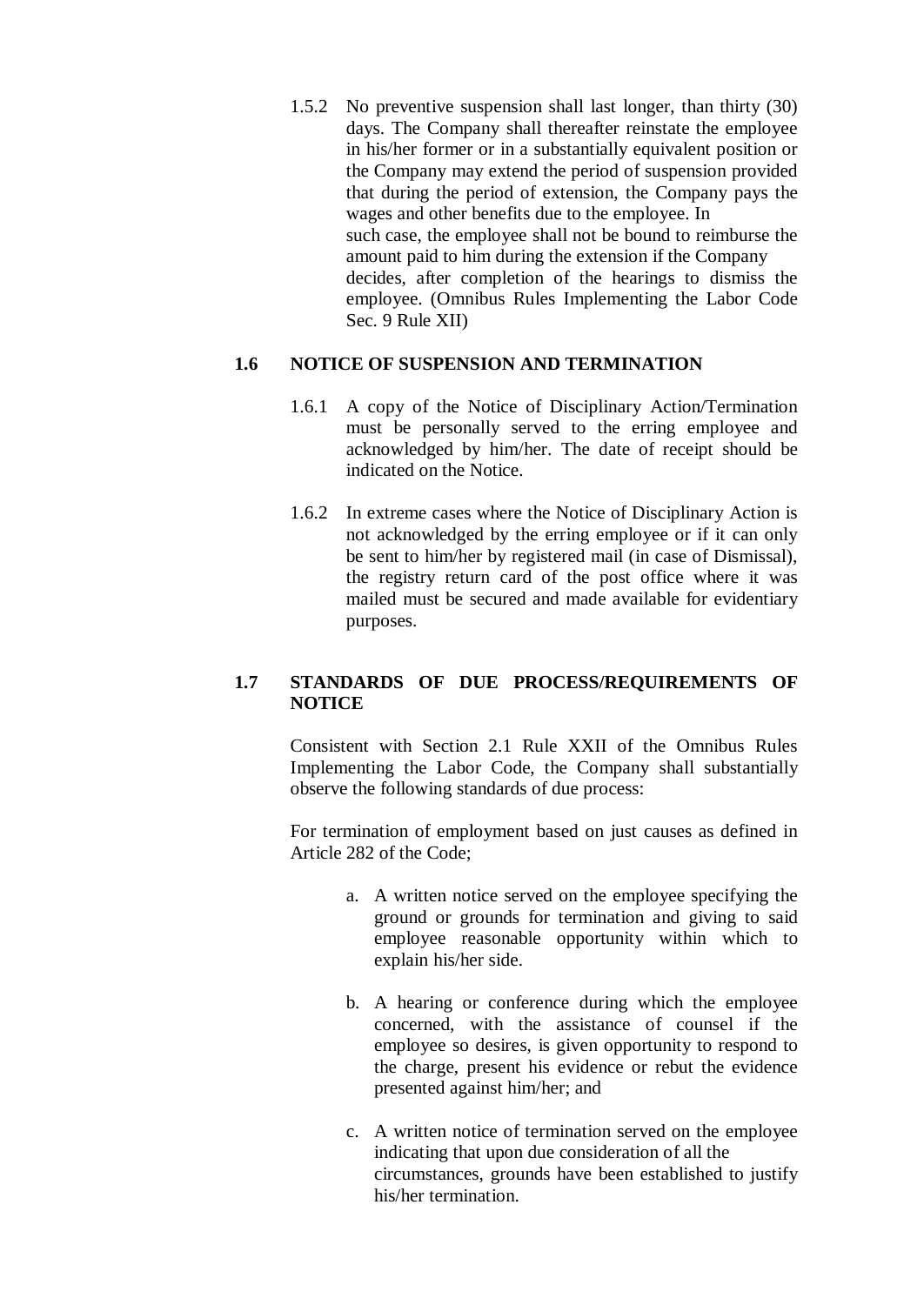1.5.2 No preventive suspension shall last longer, than thirty (30) days. The Company shall thereafter reinstate the employee in his/her former or in a substantially equivalent position or the Company may extend the period of suspension provided that during the period of extension, the Company pays the wages and other benefits due to the employee. In such case, the employee shall not be bound to reimburse the amount paid to him during the extension if the Company decides, after completion of the hearings to dismiss the employee. (Omnibus Rules Implementing the Labor Code Sec. 9 Rule XII)

## 1.6 NOTICE OF SUSPENSION AND TERMINATION

1.6.1 A copy of the Notice of Disciplinary Action/Termination must be personally served to the erring employee and acknowledged by him/her. The date of receipt should be indicated on the Notice.

1.6.2 In extreme cases where the Notice of Disciplinary Action is not acknowledged by the erring employee or if it can only be sent to him/her by registered mail (in case of Dismissal), the registry return card of the post office where it was mailed must be secured and made available for evidentiary purposes.

## 1.7 STANDARDS OF DUE PROCESS/REQUIREMENTS OF NOTICE

Consistent with Section 2.1 Rule XXII of the Omnibus Rules Implementing the Labor Code, the Company shall substantially observe the following standards of due process:

For termination of employment based on just causes as defined in Article 282 of the Code;

a. A written notice served on the employee specifying the ground or grounds for termination and giving to said employee reasonable opportunity within which to explain his/her side.

b. A hearing or conference during which the employee concerned, with the assistance of counsel if the employee so desires, is given opportunity to respond to the charge, present his evidence or rebut the evidence presented against him/her; and

c. A written notice of termination served on the employee indicating that upon due consideration of all the circumstances, grounds have been established to justify his/her termination.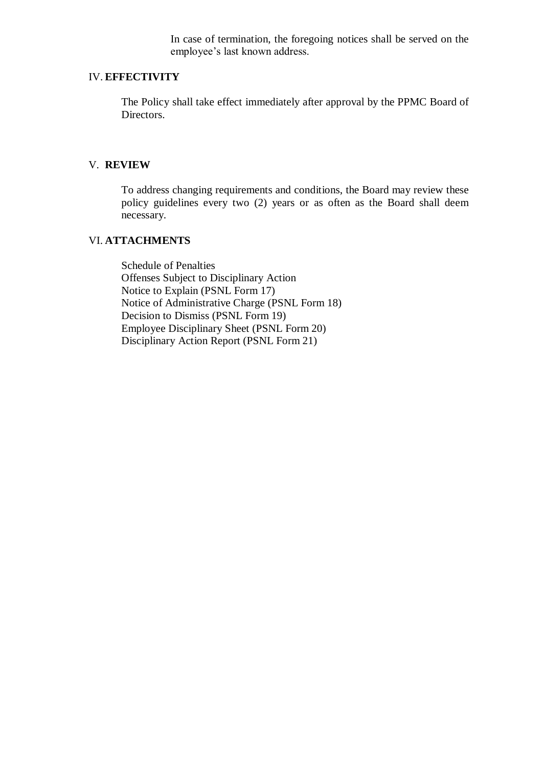In case of termination, the foregoing notices shall be served on the employee's last known address.

## IV. EFFECTIVITY

The Policy shall take effect immediately after approval by the PPMC Board of Directors.

## V. REVIEW

To address changing requirements and conditions, the Board may review these policy guidelines every two (2) years or as often as the Board shall deem necessary.

## VI. ATTACHMENTS

Schedule of Penalties
Offenses Subject to Disciplinary Action
Notice to Explain (PSNL Form 17)
Notice of Administrative Charge (PSNL Form 18)
Decision to Dismiss (PSNL Form 19)
Employee Disciplinary Sheet (PSNL Form 20)
Disciplinary Action Report (PSNL Form 21)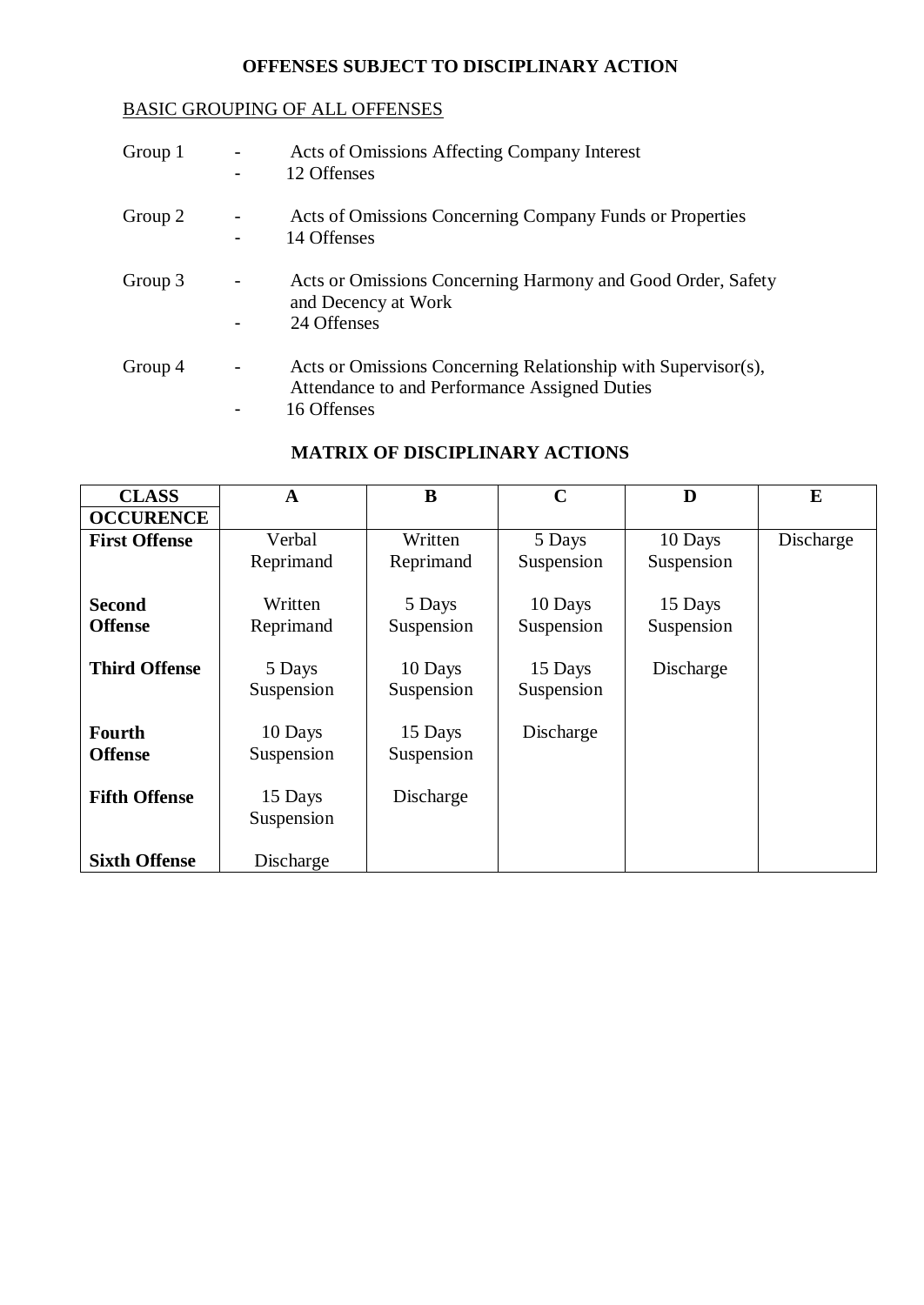# OFFENSES SUBJECT TO DISCIPLINARY ACTION

## BASIC GROUPING OF ALL OFFENSES

Group 1
- Acts of Omissions Affecting Company Interest
- 12 Offenses

Group 2
- Acts of Omissions Concerning Company Funds or Properties
- 14 Offenses

Group 3
- Acts or Omissions Concerning Harmony and Good Order, Safety and Decency at Work
- 24 Offenses

Group 4
- Acts or Omissions Concerning Relationship with Supervisor(s), Attendance to and Performance Assigned Duties
- 16 Offenses

## MATRIX OF DISCIPLINARY ACTIONS

| CLASS / OCCURENCE | A | B | C | D | E |
|---|---|---|---|---|---|
| **First Offense** | Verbal Reprimand | Written Reprimand | 5 Days Suspension | 10 Days Suspension | Discharge |
| **Second Offense** | Written Reprimand | 5 Days Suspension | 10 Days Suspension | 15 Days Suspension | |
| **Third Offense** | 5 Days Suspension | 10 Days Suspension | 15 Days Suspension | Discharge | |
| **Fourth Offense** | 10 Days Suspension | 15 Days Suspension | Discharge | | |
| **Fifth Offense** | 15 Days Suspension | Discharge | | | |
| **Sixth Offense** | Discharge | | | | |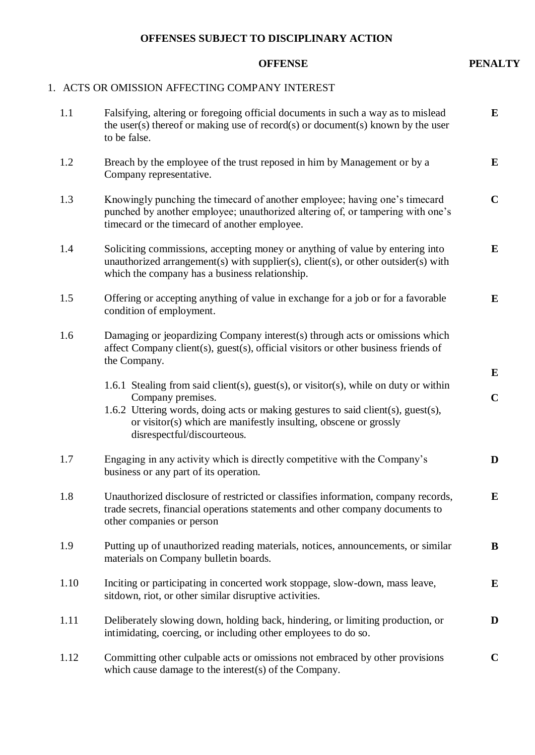# OFFENSES SUBJECT TO DISCIPLINARY ACTION

| | OFFENSE | PENALTY |
|---|---|---|
| **1.** | **ACTS OR OMISSION AFFECTING COMPANY INTEREST** | |
| 1.1 | Falsifying, altering or foregoing official documents in such a way as to mislead the user(s) thereof or making use of record(s) or document(s) known by the user to be false. | **E** |
| 1.2 | Breach by the employee of the trust reposed in him by Management or by a Company representative. | **E** |
| 1.3 | Knowingly punching the timecard of another employee; having one's timecard punched by another employee; unauthorized altering of, or tampering with one's timecard or the timecard of another employee. | **C** |
| 1.4 | Soliciting commissions, accepting money or anything of value by entering into unauthorized arrangement(s) with supplier(s), client(s), or other outsider(s) with which the company has a business relationship. | **E** |
| 1.5 | Offering or accepting anything of value in exchange for a job or for a favorable condition of employment. | **E** |
| 1.6 | Damaging or jeopardizing Company interest(s) through acts or omissions which affect Company client(s), guest(s), official visitors or other business friends of the Company. | |
| | 1.6.1 Stealing from said client(s), guest(s), or visitor(s), while on duty or within Company premises. | **E** |
| | 1.6.2 Uttering words, doing acts or making gestures to said client(s), guest(s), or visitor(s) which are manifestly insulting, obscene or grossly disrespectful/discourteous. | **C** |
| 1.7 | Engaging in any activity which is directly competitive with the Company's business or any part of its operation. | **D** |
| 1.8 | Unauthorized disclosure of restricted or classifies information, company records, trade secrets, financial operations statements and other company documents to other companies or person | **E** |
| 1.9 | Putting up of unauthorized reading materials, notices, announcements, or similar materials on Company bulletin boards. | **B** |
| 1.10 | Inciting or participating in concerted work stoppage, slow-down, mass leave, sitdown, riot, or other similar disruptive activities. | **E** |
| 1.11 | Deliberately slowing down, holding back, hindering, or limiting production, or intimidating, coercing, or including other employees to do so. | **D** |
| 1.12 | Committing other culpable acts or omissions not embraced by other provisions which cause damage to the interest(s) of the Company. | **C** |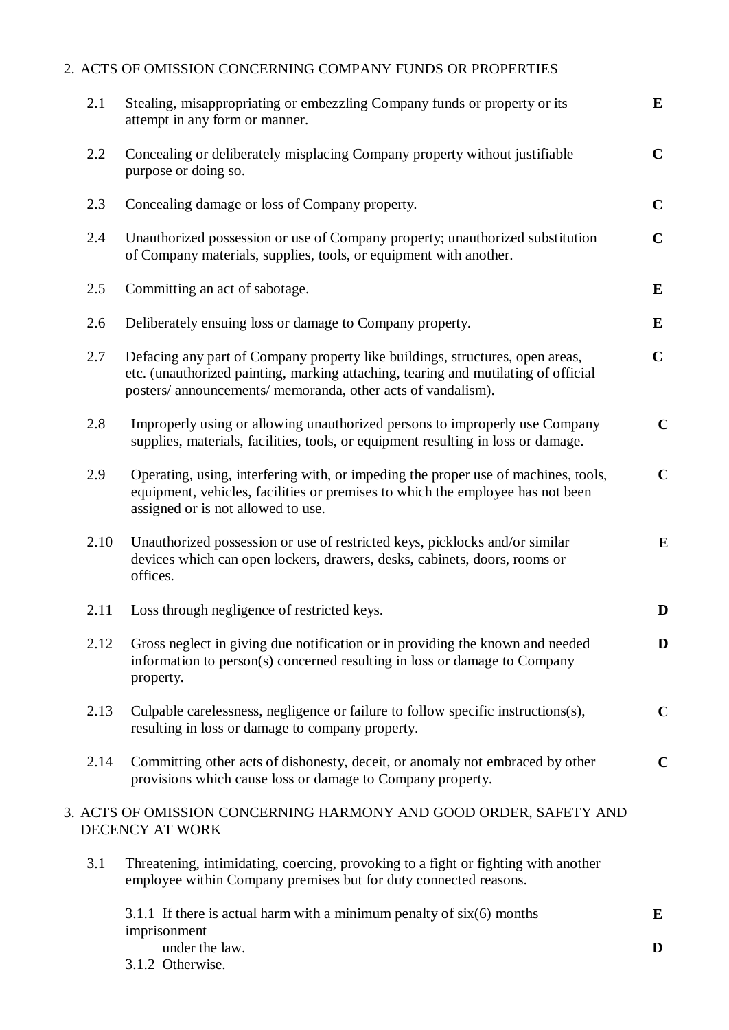2. ACTS OF OMISSION CONCERNING COMPANY FUNDS OR PROPERTIES

| | | |
|---|---|---|
| 2.1 | Stealing, misappropriating or embezzling Company funds or property or its attempt in any form or manner. | **E** |
| 2.2 | Concealing or deliberately misplacing Company property without justifiable purpose or doing so. | **C** |
| 2.3 | Concealing damage or loss of Company property. | **C** |
| 2.4 | Unauthorized possession or use of Company property; unauthorized substitution of Company materials, supplies, tools, or equipment with another. | **C** |
| 2.5 | Committing an act of sabotage. | **E** |
| 2.6 | Deliberately ensuing loss or damage to Company property. | **E** |
| 2.7 | Defacing any part of Company property like buildings, structures, open areas, etc. (unauthorized painting, marking attaching, tearing and mutilating of official posters/ announcements/ memoranda, other acts of vandalism). | **C** |
| 2.8 | Improperly using or allowing unauthorized persons to improperly use Company supplies, materials, facilities, tools, or equipment resulting in loss or damage. | **C** |
| 2.9 | Operating, using, interfering with, or impeding the proper use of machines, tools, equipment, vehicles, facilities or premises to which the employee has not been assigned or is not allowed to use. | **C** |
| 2.10 | Unauthorized possession or use of restricted keys, picklocks and/or similar devices which can open lockers, drawers, desks, cabinets, doors, rooms or offices. | **E** |
| 2.11 | Loss through negligence of restricted keys. | **D** |
| 2.12 | Gross neglect in giving due notification or in providing the known and needed information to person(s) concerned resulting in loss or damage to Company property. | **D** |
| 2.13 | Culpable carelessness, negligence or failure to follow specific instructions(s), resulting in loss or damage to company property. | **C** |
| 2.14 | Committing other acts of dishonesty, deceit, or anomaly not embraced by other provisions which cause loss or damage to Company property. | **C** |

3. ACTS OF OMISSION CONCERNING HARMONY AND GOOD ORDER, SAFETY AND DECENCY AT WORK

| | | |
|---|---|---|
| 3.1 | Threatening, intimidating, coercing, provoking to a fight or fighting with another employee within Company premises but for duty connected reasons. | |
| | 3.1.1 If there is actual harm with a minimum penalty of six(6) months imprisonment under the law. | **E** |
| | 3.1.2 Otherwise. | **D** |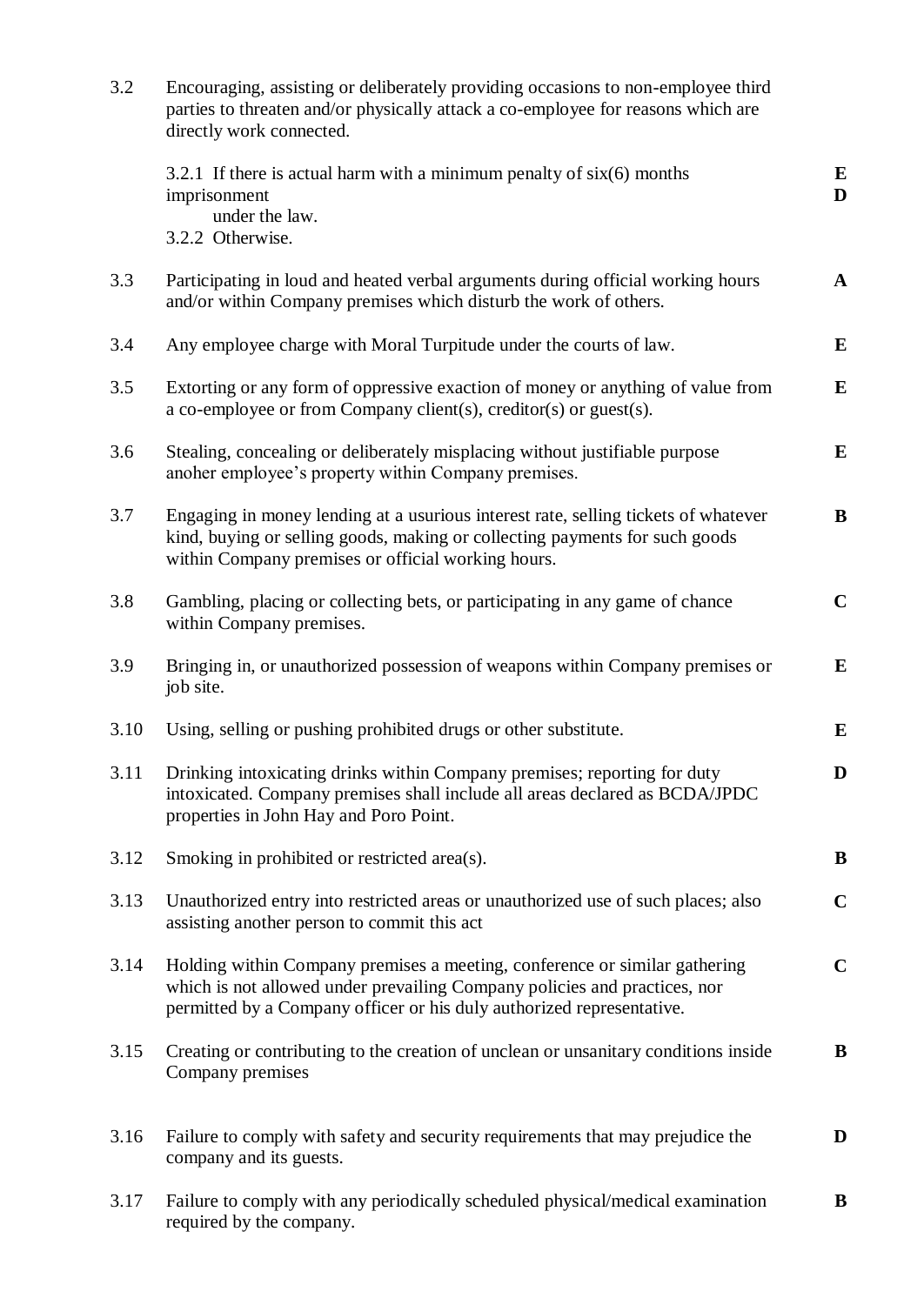| | | |
|---|---|---|
| 3.2 | Encouraging, assisting or deliberately providing occasions to non-employee third parties to threaten and/or physically attack a co-employee for reasons which are directly work connected. | |
| | 3.2.1 If there is actual harm with a minimum penalty of six(6) months imprisonment under the law. | E |
| | 3.2.2 Otherwise. | D |
| 3.3 | Participating in loud and heated verbal arguments during official working hours and/or within Company premises which disturb the work of others. | A |
| 3.4 | Any employee charge with Moral Turpitude under the courts of law. | E |
| 3.5 | Extorting or any form of oppressive exaction of money or anything of value from a co-employee or from Company client(s), creditor(s) or guest(s). | E |
| 3.6 | Stealing, concealing or deliberately misplacing without justifiable purpose anoher employee's property within Company premises. | E |
| 3.7 | Engaging in money lending at a usurious interest rate, selling tickets of whatever kind, buying or selling goods, making or collecting payments for such goods within Company premises or official working hours. | B |
| 3.8 | Gambling, placing or collecting bets, or participating in any game of chance within Company premises. | C |
| 3.9 | Bringing in, or unauthorized possession of weapons within Company premises or job site. | E |
| 3.10 | Using, selling or pushing prohibited drugs or other substitute. | E |
| 3.11 | Drinking intoxicating drinks within Company premises; reporting for duty intoxicated. Company premises shall include all areas declared as BCDA/JPDC properties in John Hay and Poro Point. | D |
| 3.12 | Smoking in prohibited or restricted area(s). | B |
| 3.13 | Unauthorized entry into restricted areas or unauthorized use of such places; also assisting another person to commit this act | C |
| 3.14 | Holding within Company premises a meeting, conference or similar gathering which is not allowed under prevailing Company policies and practices, nor permitted by a Company officer or his duly authorized representative. | C |
| 3.15 | Creating or contributing to the creation of unclean or unsanitary conditions inside Company premises | B |
| 3.16 | Failure to comply with safety and security requirements that may prejudice the company and its guests. | D |
| 3.17 | Failure to comply with any periodically scheduled physical/medical examination required by the company. | B |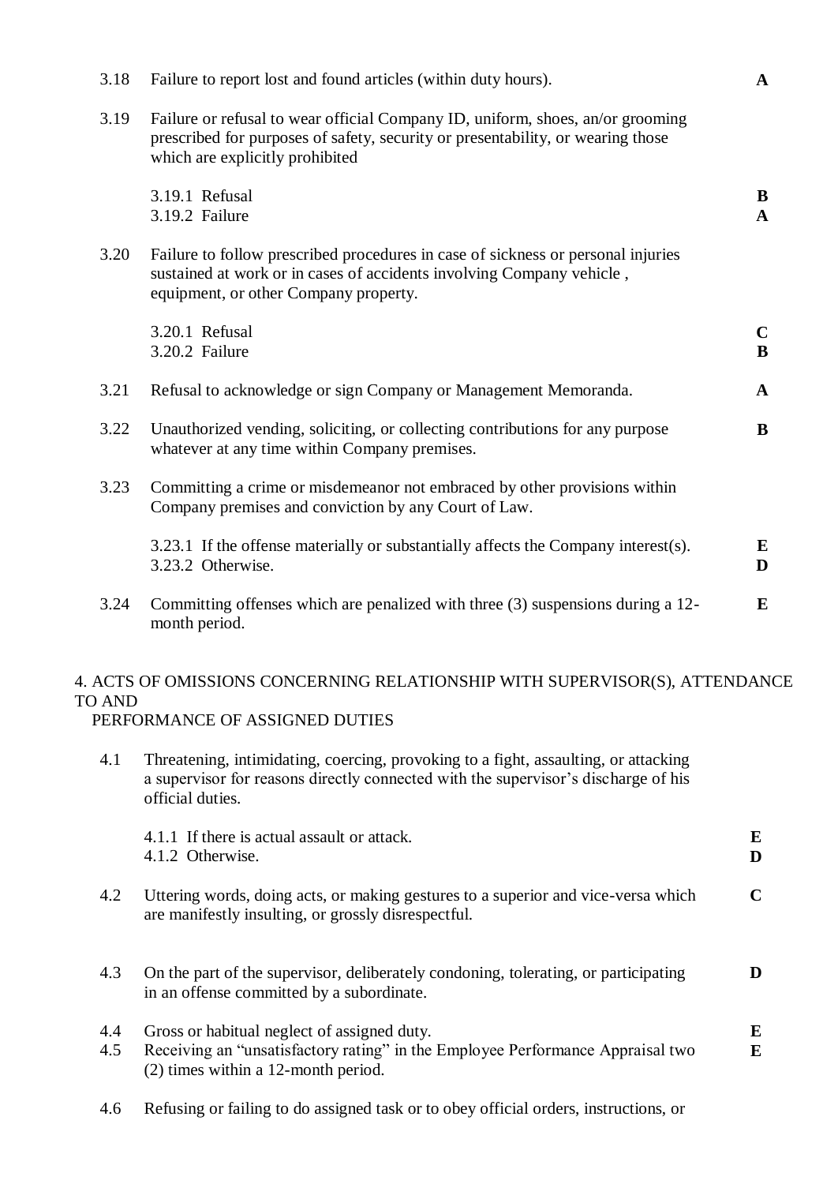| | | |
|---|---|---|
| 3.18 | Failure to report lost and found articles (within duty hours). | **A** |
| 3.19 | Failure or refusal to wear official Company ID, uniform, shoes, an/or grooming prescribed for purposes of safety, security or presentability, or wearing those which are explicitly prohibited | |
| | 3.19.1 Refusal | **B** |
| | 3.19.2 Failure | **A** |
| 3.20 | Failure to follow prescribed procedures in case of sickness or personal injuries sustained at work or in cases of accidents involving Company vehicle , equipment, or other Company property. | |
| | 3.20.1 Refusal | **C** |
| | 3.20.2 Failure | **B** |
| 3.21 | Refusal to acknowledge or sign Company or Management Memoranda. | **A** |
| 3.22 | Unauthorized vending, soliciting, or collecting contributions for any purpose whatever at any time within Company premises. | **B** |
| 3.23 | Committing a crime or misdemeanor not embraced by other provisions within Company premises and conviction by any Court of Law. | |
| | 3.23.1 If the offense materially or substantially affects the Company interest(s). | **E** |
| | 3.23.2 Otherwise. | **D** |
| 3.24 | Committing offenses which are penalized with three (3) suspensions during a 12-month period. | **E** |

4. ACTS OF OMISSIONS CONCERNING RELATIONSHIP WITH SUPERVISOR(S), ATTENDANCE TO AND PERFORMANCE OF ASSIGNED DUTIES

| | | |
|---|---|---|
| 4.1 | Threatening, intimidating, coercing, provoking to a fight, assaulting, or attacking a supervisor for reasons directly connected with the supervisor's discharge of his official duties. | |
| | 4.1.1 If there is actual assault or attack. | **E** |
| | 4.1.2 Otherwise. | **D** |
| 4.2 | Uttering words, doing acts, or making gestures to a superior and vice-versa which are manifestly insulting, or grossly disrespectful. | **C** |
| 4.3 | On the part of the supervisor, deliberately condoning, tolerating, or participating in an offense committed by a subordinate. | **D** |
| 4.4 | Gross or habitual neglect of assigned duty. | **E** |
| 4.5 | Receiving an "unsatisfactory rating" in the Employee Performance Appraisal two (2) times within a 12-month period. | **E** |
| 4.6 | Refusing or failing to do assigned task or to obey official orders, instructions, or | |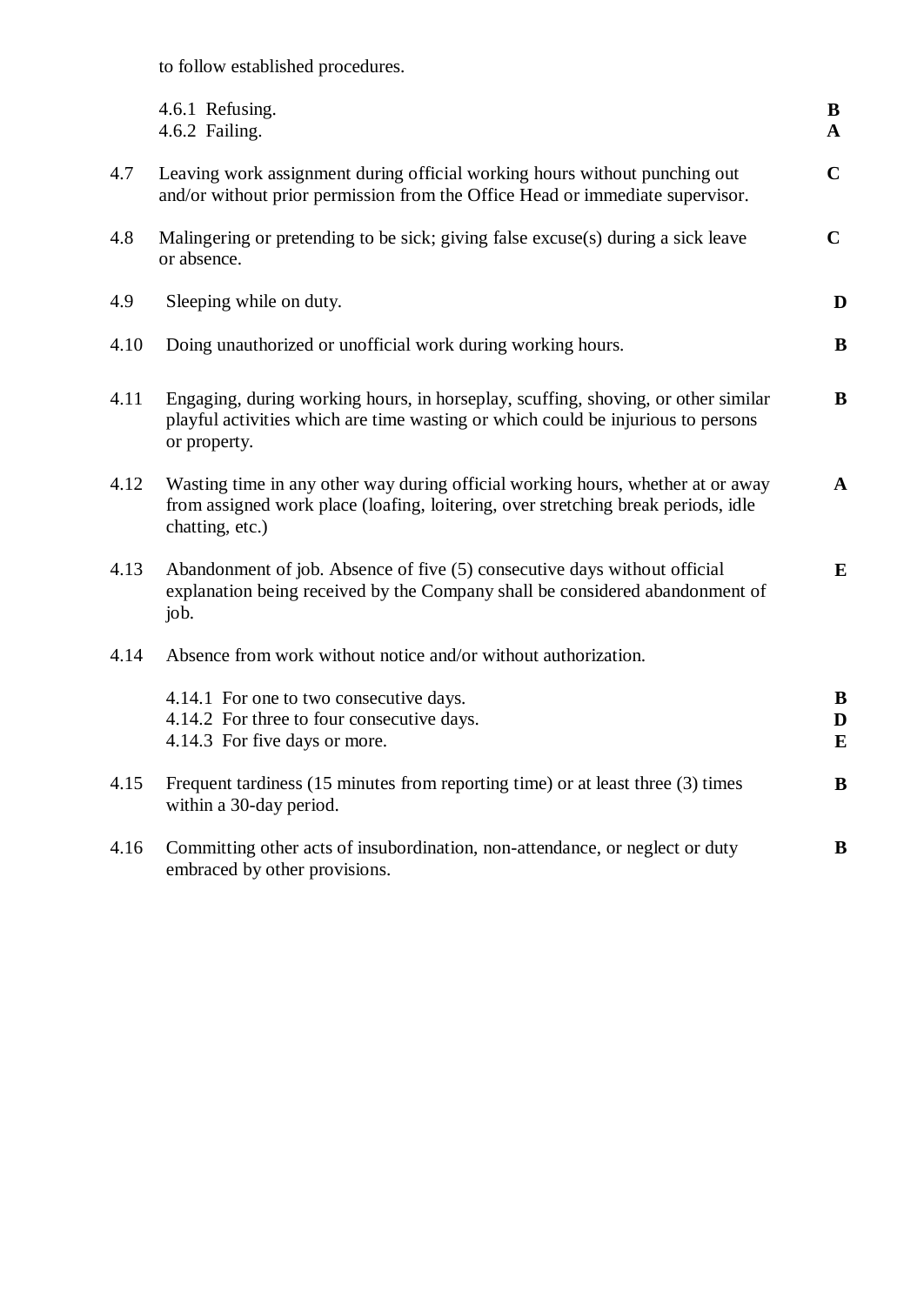to follow established procedures.

| | | |
|---|---|---|
| | 4.6.1 Refusing. | **B** |
| | 4.6.2 Failing. | **A** |
| 4.7 | Leaving work assignment during official working hours without punching out and/or without prior permission from the Office Head or immediate supervisor. | **C** |
| 4.8 | Malingering or pretending to be sick; giving false excuse(s) during a sick leave or absence. | **C** |
| 4.9 | Sleeping while on duty. | **D** |
| 4.10 | Doing unauthorized or unofficial work during working hours. | **B** |
| 4.11 | Engaging, during working hours, in horseplay, scuffing, shoving, or other similar playful activities which are time wasting or which could be injurious to persons or property. | **B** |
| 4.12 | Wasting time in any other way during official working hours, whether at or away from assigned work place (loafing, loitering, over stretching break periods, idle chatting, etc.) | **A** |
| 4.13 | Abandonment of job. Absence of five (5) consecutive days without official explanation being received by the Company shall be considered abandonment of job. | **E** |
| 4.14 | Absence from work without notice and/or without authorization. | |
| | 4.14.1 For one to two consecutive days. | **B** |
| | 4.14.2 For three to four consecutive days. | **D** |
| | 4.14.3 For five days or more. | **E** |
| 4.15 | Frequent tardiness (15 minutes from reporting time) or at least three (3) times within a 30-day period. | **B** |
| 4.16 | Committing other acts of insubordination, non-attendance, or neglect or duty embraced by other provisions. | **B** |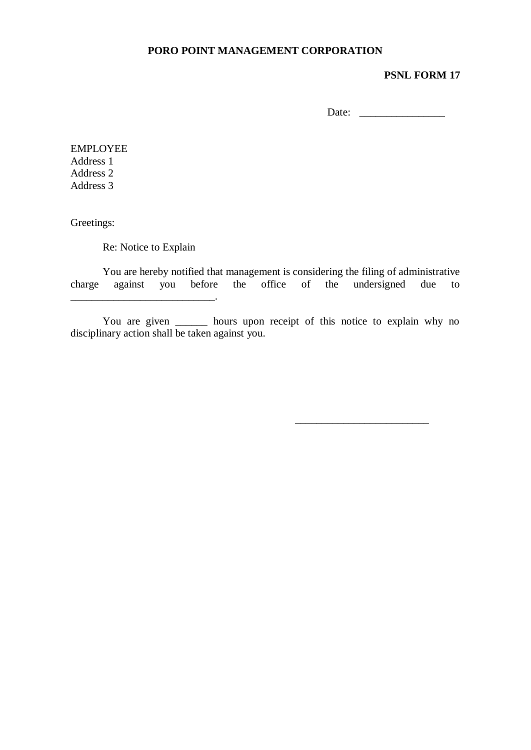**PORO POINT MANAGEMENT CORPORATION**

**PSNL FORM 17**

Date: ________________

EMPLOYEE
Address 1
Address 2
Address 3

Greetings:

Re: Notice to Explain

You are hereby notified that management is considering the filing of administrative charge against you before the office of the undersigned due to ___________________________.

You are given ______ hours upon receipt of this notice to explain why no disciplinary action shall be taken against you.

_________________________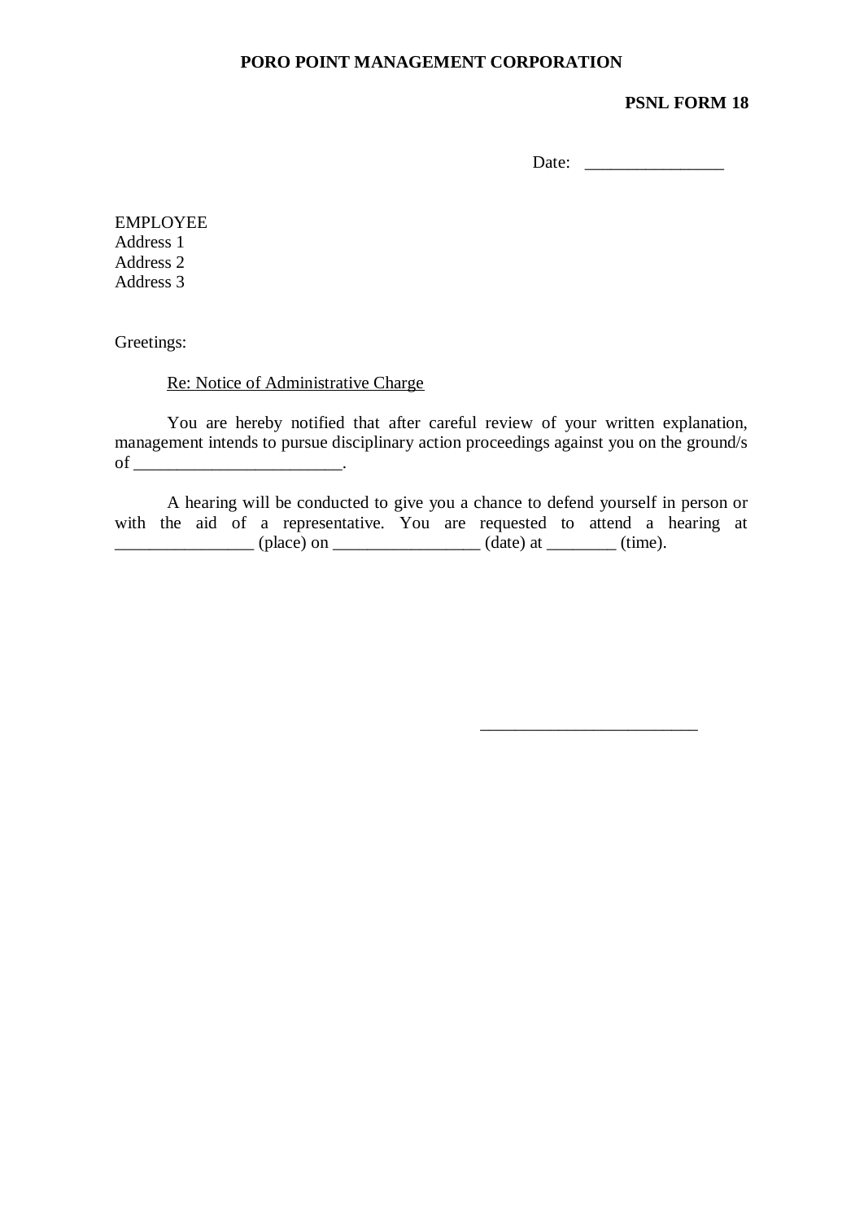**PORO POINT MANAGEMENT CORPORATION**

**PSNL FORM 18**

Date: _______________

EMPLOYEE
Address 1
Address 2
Address 3

Greetings:

Re: Notice of Administrative Charge

You are hereby notified that after careful review of your written explanation, management intends to pursue disciplinary action proceedings against you on the ground/s of _______________________.

A hearing will be conducted to give you a chance to defend yourself in person or with the aid of a representative. You are requested to attend a hearing at _______________ (place) on ________________ (date) at ________ (time).

________________________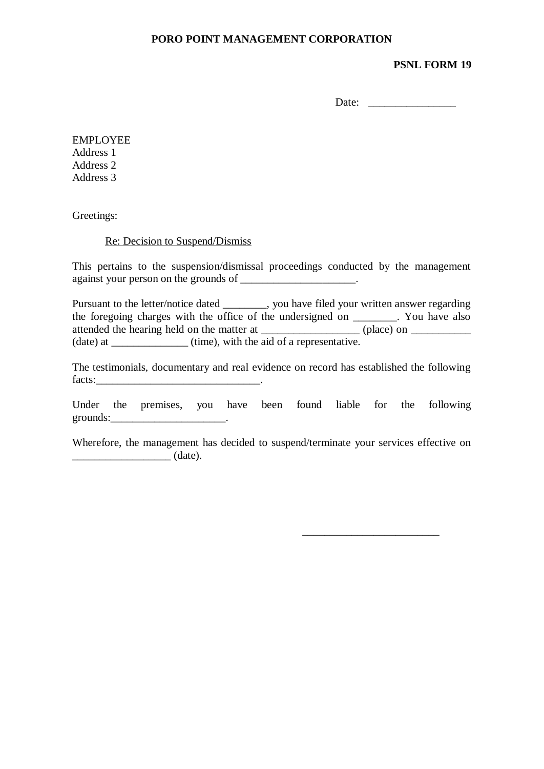**PORO POINT MANAGEMENT CORPORATION**

**PSNL FORM 19**

Date: ________________

EMPLOYEE
Address 1
Address 2
Address 3

Greetings:

Re: Decision to Suspend/Dismiss

This pertains to the suspension/dismissal proceedings conducted by the management against your person on the grounds of _____________________.

Pursuant to the letter/notice dated ________, you have filed your written answer regarding the foregoing charges with the office of the undersigned on ________. You have also attended the hearing held on the matter at __________________ (place) on ___________ (date) at ______________ (time), with the aid of a representative.

The testimonials, documentary and real evidence on record has established the following facts:______________________________.

Under the premises, you have been found liable for the following grounds:_____________________.

Wherefore, the management has decided to suspend/terminate your services effective on __________________ (date).

_________________________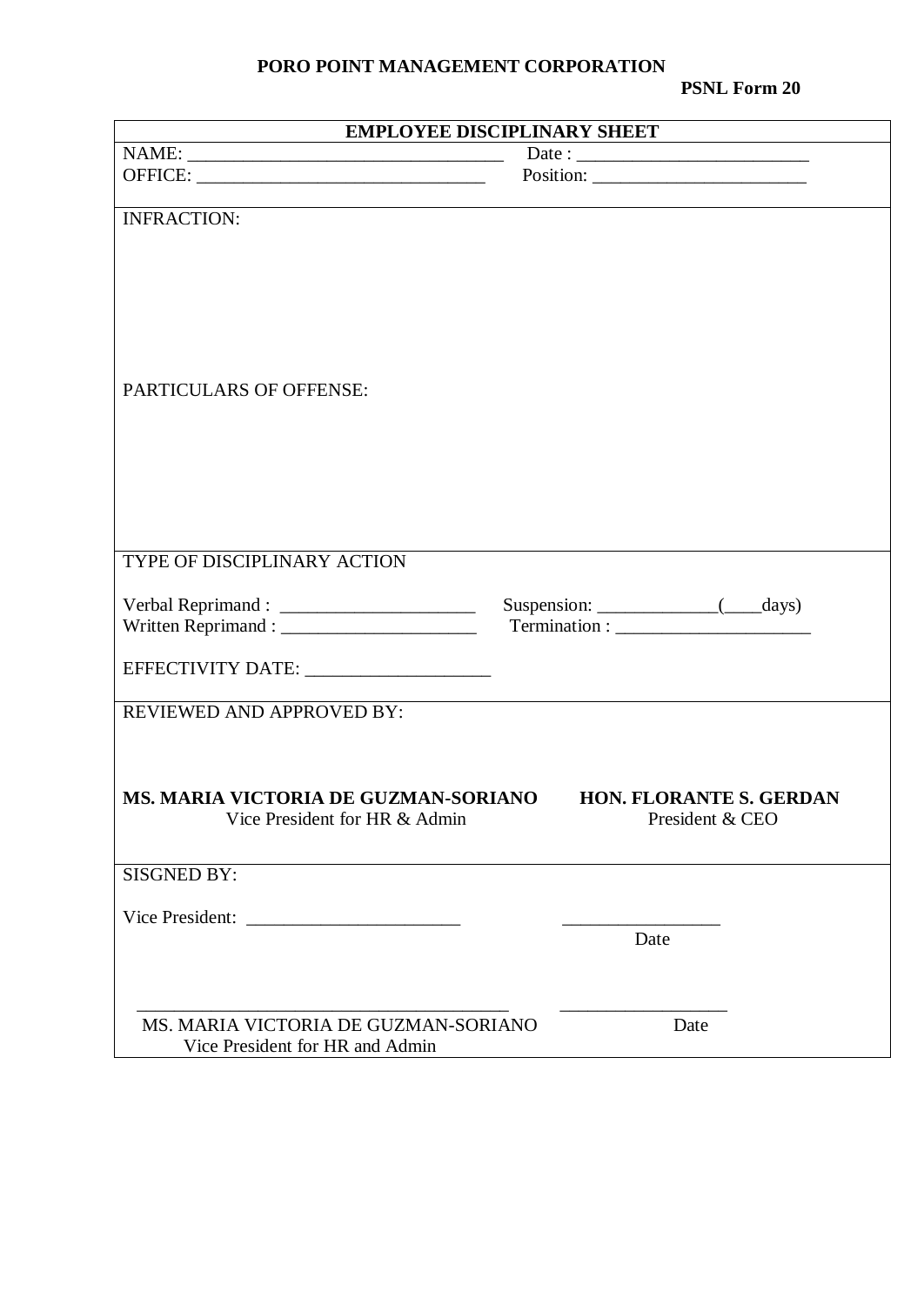**PORO POINT MANAGEMENT CORPORATION**

**PSNL Form 20**

**EMPLOYEE DISCIPLINARY SHEET**

NAME: ___________________________________ Date : _________________________

OFFICE: _______________________________ Position: _______________________

INFRACTION:

PARTICULARS OF OFFENSE:

TYPE OF DISCIPLINARY ACTION

Verbal Reprimand : _____________________ Suspension: _____________(____days)

Written Reprimand : _____________________ Termination : _____________________

EFFECTIVITY DATE: ___________________

REVIEWED AND APPROVED BY:

**MS. MARIA VICTORIA DE GUZMAN-SORIANO**
Vice President for HR & Admin

**HON. FLORANTE S. GERDAN**
President & CEO

SISGNED BY:

Vice President: _______________________ _________________
Date

________________________________________ __________________

MS. MARIA VICTORIA DE GUZMAN-SORIANO
Vice President for HR and Admin

Date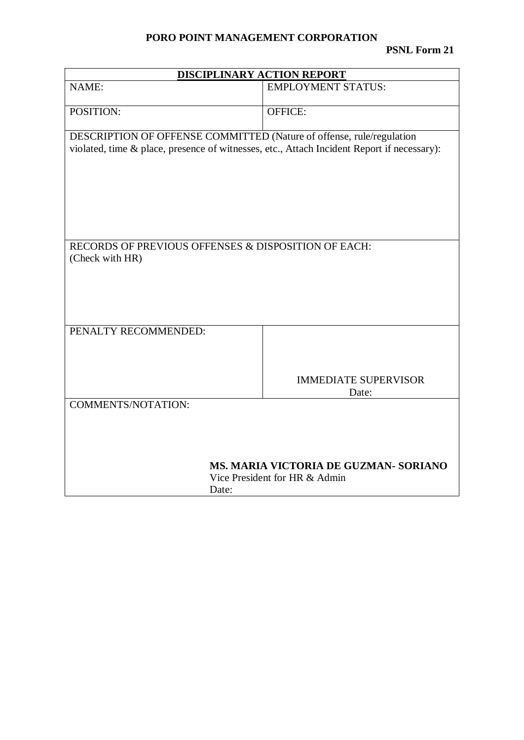**PORO POINT MANAGEMENT CORPORATION**

**PSNL Form 21**

| **DISCIPLINARY ACTION REPORT** | |
|---|---|
| NAME: | EMPLOYMENT STATUS: |
| POSITION: | OFFICE: |
| DESCRIPTION OF OFFENSE COMMITTED (Nature of offense, rule/regulation violated, time & place, presence of witnesses, etc., Attach Incident Report if necessary): | |
| RECORDS OF PREVIOUS OFFENSES & DISPOSITION OF EACH: (Check with HR) | |
| PENALTY RECOMMENDED: | IMMEDIATE SUPERVISOR<br>Date: |
| COMMENTS/NOTATION:<br><br>**MS. MARIA VICTORIA DE GUZMAN- SORIANO**<br>Vice President for HR & Admin<br>Date: | |